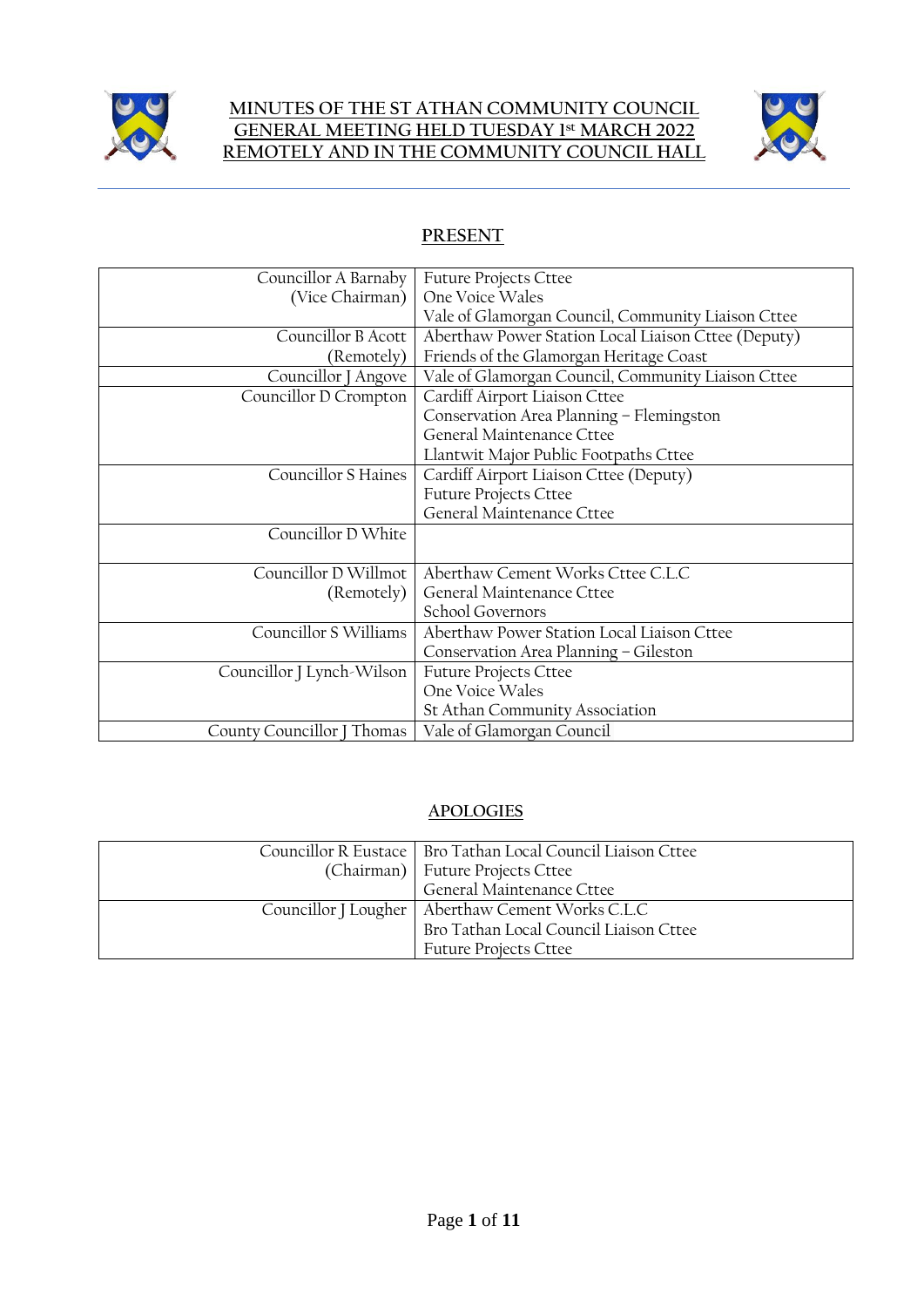# MINUTES OF THE ST ATHAN COMMUNITY COUNCIL GENERAL MEETING HELD TUESDAY 1st MARCH 2022 REMOTELY AND IN THE COMMUNITY COUNCIL HALL

## PRESENT

| | |
|---|---|
| Councillor A Barnaby (Vice Chairman) | Future Projects Cttee<br>One Voice Wales<br>Vale of Glamorgan Council, Community Liaison Cttee |
| Councillor B Acott (Remotely) | Aberthaw Power Station Local Liaison Cttee (Deputy)<br>Friends of the Glamorgan Heritage Coast |
| Councillor J Angove | Vale of Glamorgan Council, Community Liaison Cttee |
| Councillor D Crompton | Cardiff Airport Liaison Cttee<br>Conservation Area Planning – Flemingston<br>General Maintenance Cttee<br>Llantwit Major Public Footpaths Cttee |
| Councillor S Haines | Cardiff Airport Liaison Cttee (Deputy)<br>Future Projects Cttee<br>General Maintenance Cttee |
| Councillor D White | |
| Councillor D Willmot (Remotely) | Aberthaw Cement Works Cttee C.L.C<br>General Maintenance Cttee<br>School Governors |
| Councillor S Williams | Aberthaw Power Station Local Liaison Cttee<br>Conservation Area Planning – Gileston |
| Councillor J Lynch-Wilson | Future Projects Cttee<br>One Voice Wales<br>St Athan Community Association |
| County Councillor J Thomas | Vale of Glamorgan Council |

## APOLOGIES

| | |
|---|---|
| Councillor R Eustace (Chairman) | Bro Tathan Local Council Liaison Cttee<br>Future Projects Cttee<br>General Maintenance Cttee |
| Councillor J Lougher | Aberthaw Cement Works C.L.C<br>Bro Tathan Local Council Liaison Cttee<br>Future Projects Cttee |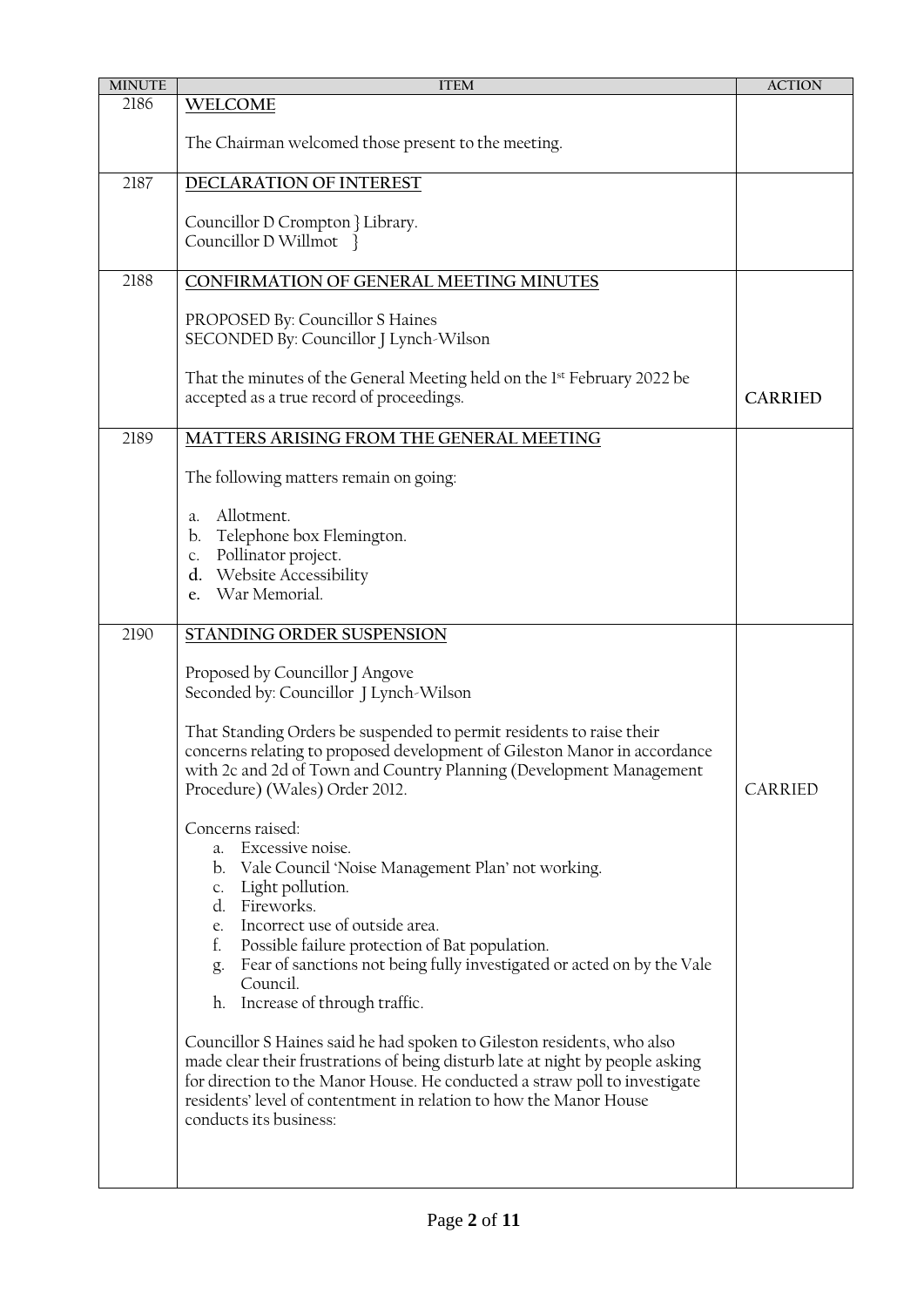| MINUTE | ITEM | ACTION |
|---|---|---|
| 2186 | **WELCOME**<br><br>The Chairman welcomed those present to the meeting. | |
| 2187 | **DECLARATION OF INTEREST**<br><br>Councillor D Crompton } Library.<br>Councillor D Willmot } | |
| 2188 | **CONFIRMATION OF GENERAL MEETING MINUTES**<br><br>PROPOSED By: Councillor S Haines<br>SECONDED By: Councillor J Lynch-Wilson<br><br>That the minutes of the General Meeting held on the 1st February 2022 be accepted as a true record of proceedings. | **CARRIED** |
| 2189 | **MATTERS ARISING FROM THE GENERAL MEETING**<br><br>The following matters remain on going:<br><br>a. Allotment.<br>b. Telephone box Flemington.<br>c. Pollinator project.<br>d. Website Accessibility<br>e. War Memorial. | |
| 2190 | **STANDING ORDER SUSPENSION**<br><br>Proposed by Councillor J Angove<br>Seconded by: Councillor J Lynch-Wilson<br><br>That Standing Orders be suspended to permit residents to raise their concerns relating to proposed development of Gileston Manor in accordance with 2c and 2d of Town and Country Planning (Development Management Procedure) (Wales) Order 2012.<br><br>Concerns raised:<br>a. Excessive noise.<br>b. Vale Council 'Noise Management Plan' not working.<br>c. Light pollution.<br>d. Fireworks.<br>e. Incorrect use of outside area.<br>f. Possible failure protection of Bat population.<br>g. Fear of sanctions not being fully investigated or acted on by the Vale Council.<br>h. Increase of through traffic.<br><br>Councillor S Haines said he had spoken to Gileston residents, who also made clear their frustrations of being disturb late at night by people asking for direction to the Manor House. He conducted a straw poll to investigate residents' level of contentment in relation to how the Manor House conducts its business: | CARRIED |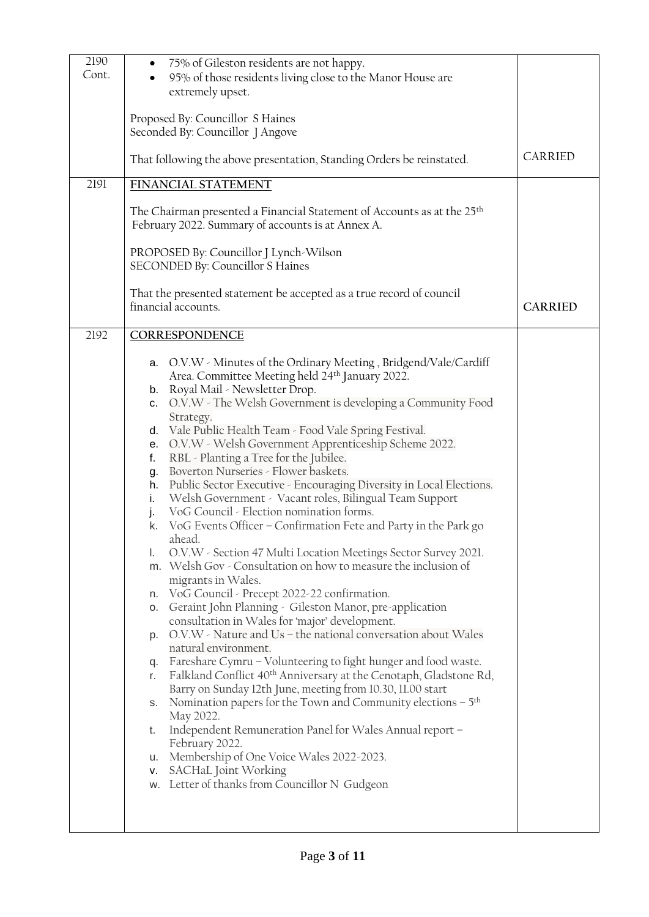| | | |
|---|---|---|
| 2190 Cont. | • 75% of Gileston residents are not happy.<br>• 95% of those residents living close to the Manor House are extremely upset.<br><br>Proposed By: Councillor S Haines<br>Seconded By: Councillor J Angove<br><br>That following the above presentation, Standing Orders be reinstated. | CARRIED |
| 2191 | **FINANCIAL STATEMENT**<br><br>The Chairman presented a Financial Statement of Accounts as at the 25th February 2022. Summary of accounts is at Annex A.<br><br>PROPOSED By: Councillor J Lynch-Wilson<br>SECONDED By: Councillor S Haines<br><br>That the presented statement be accepted as a true record of council financial accounts. | **CARRIED** |
| 2192 | **CORRESPONDENCE**<br><br>a. O.V.W - Minutes of the Ordinary Meeting , Bridgend/Vale/Cardiff Area. Committee Meeting held 24th January 2022.<br>b. Royal Mail - Newsletter Drop.<br>c. O.V.W - The Welsh Government is developing a Community Food Strategy.<br>d. Vale Public Health Team - Food Vale Spring Festival.<br>e. O.V.W - Welsh Government Apprenticeship Scheme 2022.<br>f. RBL - Planting a Tree for the Jubilee.<br>g. Boverton Nurseries - Flower baskets.<br>h. Public Sector Executive - Encouraging Diversity in Local Elections.<br>i. Welsh Government - Vacant roles, Bilingual Team Support<br>j. VoG Council - Election nomination forms.<br>k. VoG Events Officer – Confirmation Fete and Party in the Park go ahead.<br>l. O.V.W - Section 47 Multi Location Meetings Sector Survey 2021.<br>m. Welsh Gov - Consultation on how to measure the inclusion of migrants in Wales.<br>n. VoG Council - Precept 2022-22 confirmation.<br>o. Geraint John Planning - Gileston Manor, pre-application consultation in Wales for 'major' development.<br>p. O.V.W - Nature and Us – the national conversation about Wales natural environment.<br>q. Fareshare Cymru – Volunteering to fight hunger and food waste.<br>r. Falkland Conflict 40th Anniversary at the Cenotaph, Gladstone Rd, Barry on Sunday 12th June, meeting from 10.30, 11.00 start<br>s. Nomination papers for the Town and Community elections – 5th May 2022.<br>t. Independent Remuneration Panel for Wales Annual report – February 2022.<br>u. Membership of One Voice Wales 2022-2023.<br>v. SACHaL Joint Working<br>w. Letter of thanks from Councillor N Gudgeon | |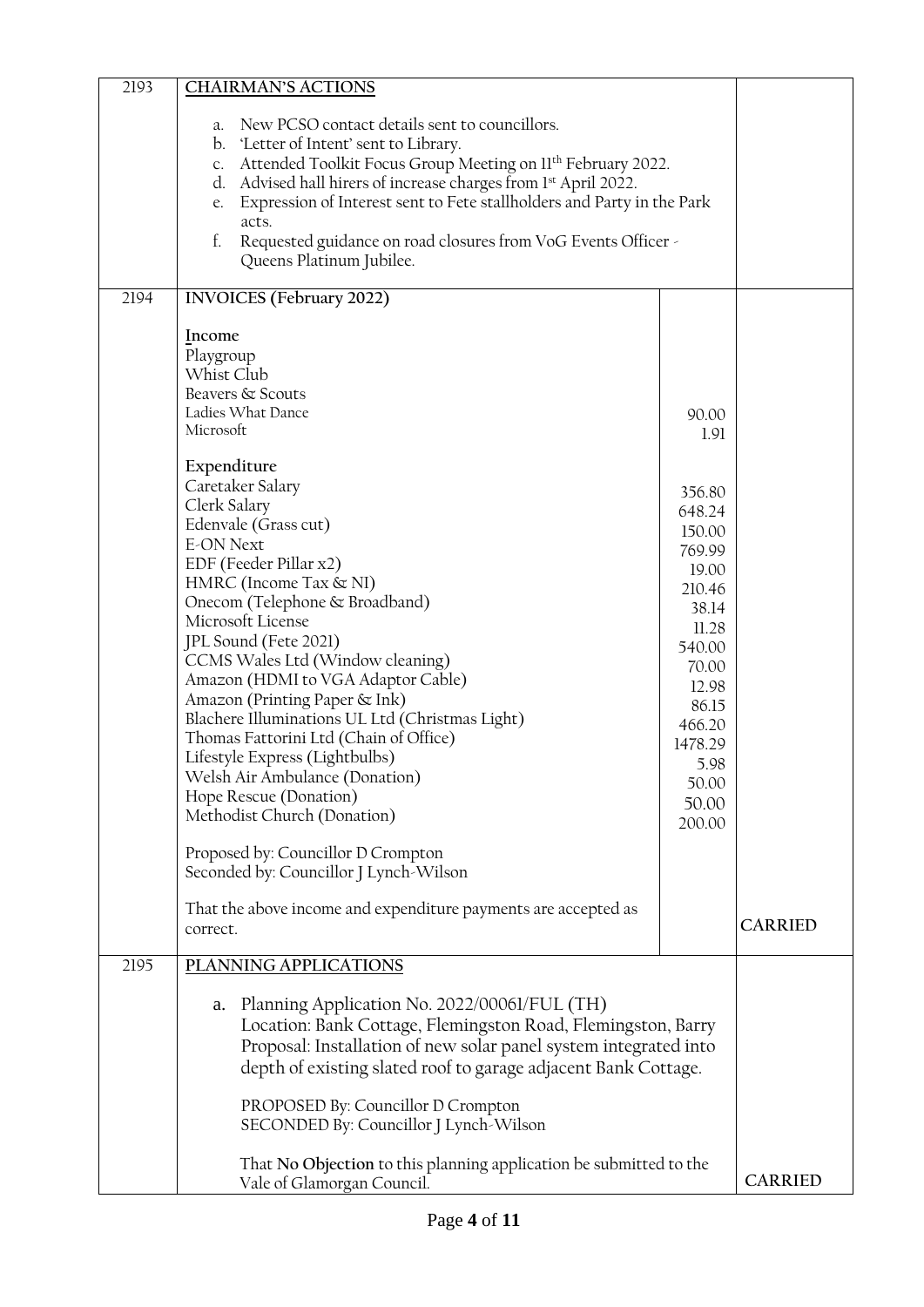| | | | |
|---|---|---|---|
| 2193 | **CHAIRMAN'S ACTIONS**<br><br>a. New PCSO contact details sent to councillors.<br>b. 'Letter of Intent' sent to Library.<br>c. Attended Toolkit Focus Group Meeting on 11th February 2022.<br>d. Advised hall hirers of increase charges from 1st April 2022.<br>e. Expression of Interest sent to Fete stallholders and Party in the Park acts.<br>f. Requested guidance on road closures from VoG Events Officer - Queens Platinum Jubilee. | | |
| 2194 | **INVOICES (February 2022)** | | |
| | **Income** | | |
| | Playgroup | | |
| | Whist Club | | |
| | Beavers & Scouts | | |
| | Ladies What Dance | 90.00 | |
| | Microsoft | 1.91 | |
| | **Expenditure** | | |
| | Caretaker Salary | 356.80 | |
| | Clerk Salary | 648.24 | |
| | Edenvale (Grass cut) | 150.00 | |
| | E-ON Next | 769.99 | |
| | EDF (Feeder Pillar x2) | 19.00 | |
| | HMRC (Income Tax & NI) | 210.46 | |
| | Onecom (Telephone & Broadband) | 38.14 | |
| | Microsoft License | 11.28 | |
| | JPL Sound (Fete 2021) | 540.00 | |
| | CCMS Wales Ltd (Window cleaning) | 70.00 | |
| | Amazon (HDMI to VGA Adaptor Cable) | 12.98 | |
| | Amazon (Printing Paper & Ink) | 86.15 | |
| | Blachere Illuminations UL Ltd (Christmas Light) | 466.20 | |
| | Thomas Fattorini Ltd (Chain of Office) | 1478.29 | |
| | Lifestyle Express (Lightbulbs) | 5.98 | |
| | Welsh Air Ambulance (Donation) | 50.00 | |
| | Hope Rescue (Donation) | 50.00 | |
| | Methodist Church (Donation) | 200.00 | |
| | Proposed by: Councillor D Crompton<br>Seconded by: Councillor J Lynch-Wilson<br><br>That the above income and expenditure payments are accepted as correct. | | **CARRIED** |
| 2195 | **PLANNING APPLICATIONS**<br><br>a. Planning Application No. 2022/00061/FUL (TH)<br>Location: Bank Cottage, Flemingston Road, Flemingston, Barry<br>Proposal: Installation of new solar panel system integrated into depth of existing slated roof to garage adjacent Bank Cottage.<br><br>PROPOSED By: Councillor D Crompton<br>SECONDED By: Councillor J Lynch-Wilson<br><br>That **No Objection** to this planning application be submitted to the Vale of Glamorgan Council. | | **CARRIED** |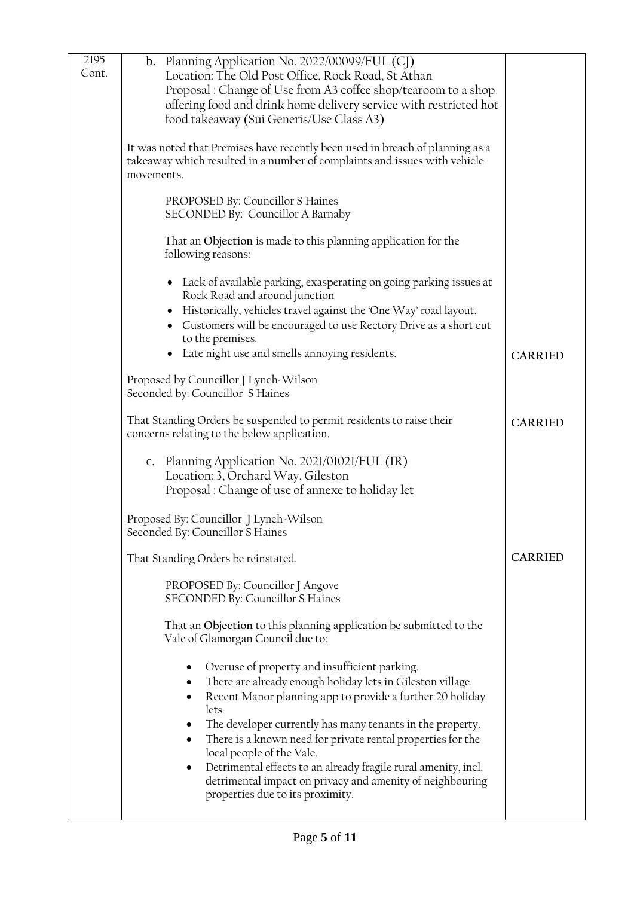| | | |
|---|---|---|
| 2195 Cont. | b. Planning Application No. 2022/00099/FUL (CJ)<br>Location: The Old Post Office, Rock Road, St Athan<br>Proposal : Change of Use from A3 coffee shop/tearoom to a shop offering food and drink home delivery service with restricted hot food takeaway (Sui Generis/Use Class A3)<br><br>It was noted that Premises have recently been used in breach of planning as a takeaway which resulted in a number of complaints and issues with vehicle movements.<br><br>PROPOSED By: Councillor S Haines<br>SECONDED By: Councillor A Barnaby<br><br>That an **Objection** is made to this planning application for the following reasons:<br><br>• Lack of available parking, exasperating on going parking issues at Rock Road and around junction<br>• Historically, vehicles travel against the 'One Way' road layout.<br>• Customers will be encouraged to use Rectory Drive as a short cut to the premises.<br>• Late night use and smells annoying residents. | CARRIED |
| | Proposed by Councillor J Lynch-Wilson<br>Seconded by: Councillor S Haines<br><br>That Standing Orders be suspended to permit residents to raise their concerns relating to the below application. | CARRIED |
| | c. Planning Application No. 2021/01021/FUL (IR)<br>Location: 3, Orchard Way, Gileston<br>Proposal : Change of use of annexe to holiday let<br><br>Proposed By: Councillor J Lynch-Wilson<br>Seconded By: Councillor S Haines<br><br>That Standing Orders be reinstated. | CARRIED |
| | PROPOSED By: Councillor J Angove<br>SECONDED By: Councillor S Haines<br><br>That an **Objection** to this planning application be submitted to the Vale of Glamorgan Council due to:<br><br>• Overuse of property and insufficient parking.<br>• There are already enough holiday lets in Gileston village.<br>• Recent Manor planning app to provide a further 20 holiday lets<br>• The developer currently has many tenants in the property.<br>• There is a known need for private rental properties for the local people of the Vale.<br>• Detrimental effects to an already fragile rural amenity, incl. detrimental impact on privacy and amenity of neighbouring properties due to its proximity. | |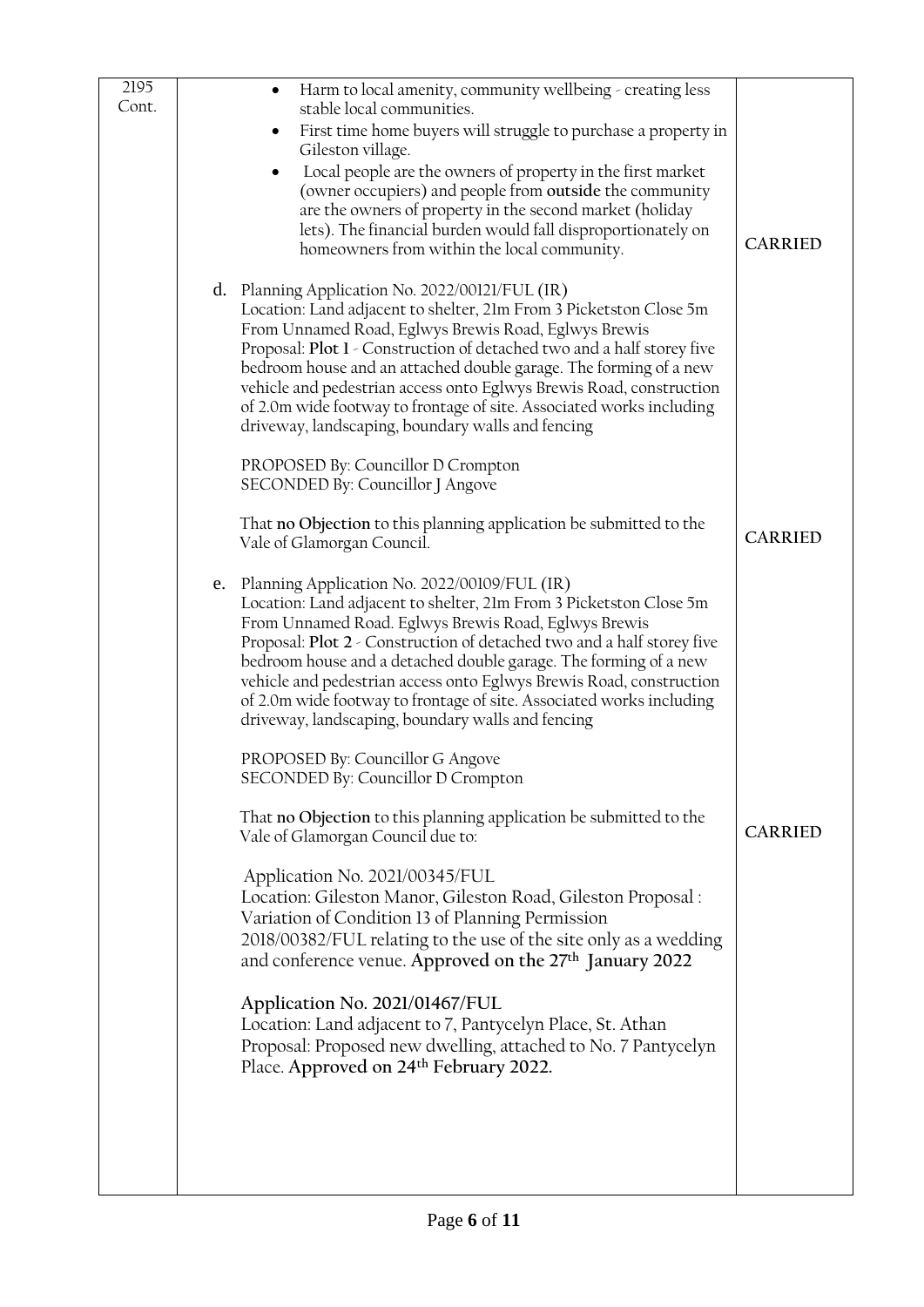| | | |
|---|---|---|
| 2195 Cont. | - Harm to local amenity, community wellbeing - creating less stable local communities.<br>- First time home buyers will struggle to purchase a property in Gileston village.<br>- Local people are the owners of property in the first market (owner occupiers) and people from **outside** the community are the owners of property in the second market (holiday lets). The financial burden would fall disproportionately on homeowners from within the local community. | **CARRIED** |
| | d. Planning Application No. 2022/00121/FUL (IR)<br>Location: Land adjacent to shelter, 21m From 3 Picketston Close 5m From Unnamed Road, Eglwys Brewis Road, Eglwys Brewis<br>Proposal: **Plot 1** - Construction of detached two and a half storey five bedroom house and an attached double garage. The forming of a new vehicle and pedestrian access onto Eglwys Brewis Road, construction of 2.0m wide footway to frontage of site. Associated works including driveway, landscaping, boundary walls and fencing<br><br>PROPOSED By: Councillor D Crompton<br>SECONDED By: Councillor J Angove<br><br>That **no Objection** to this planning application be submitted to the Vale of Glamorgan Council. | **CARRIED** |
| | e. Planning Application No. 2022/00109/FUL (IR)<br>Location: Land adjacent to shelter, 21m From 3 Picketston Close 5m From Unnamed Road. Eglwys Brewis Road, Eglwys Brewis<br>Proposal: **Plot 2** - Construction of detached two and a half storey five bedroom house and a detached double garage. The forming of a new vehicle and pedestrian access onto Eglwys Brewis Road, construction of 2.0m wide footway to frontage of site. Associated works including driveway, landscaping, boundary walls and fencing<br><br>PROPOSED By: Councillor G Angove<br>SECONDED By: Councillor D Crompton<br><br>That **no Objection** to this planning application be submitted to the Vale of Glamorgan Council due to:<br><br>Application No. 2021/00345/FUL<br>Location: Gileston Manor, Gileston Road, Gileston Proposal : Variation of Condition 13 of Planning Permission 2018/00382/FUL relating to the use of the site only as a wedding and conference venue. **Approved on the 27th January 2022**<br><br>**Application No. 2021/01467/FUL**<br>Location: Land adjacent to 7, Pantycelyn Place, St. Athan<br>Proposal: Proposed new dwelling, attached to No. 7 Pantycelyn Place. **Approved on 24th February 2022.** | **CARRIED** |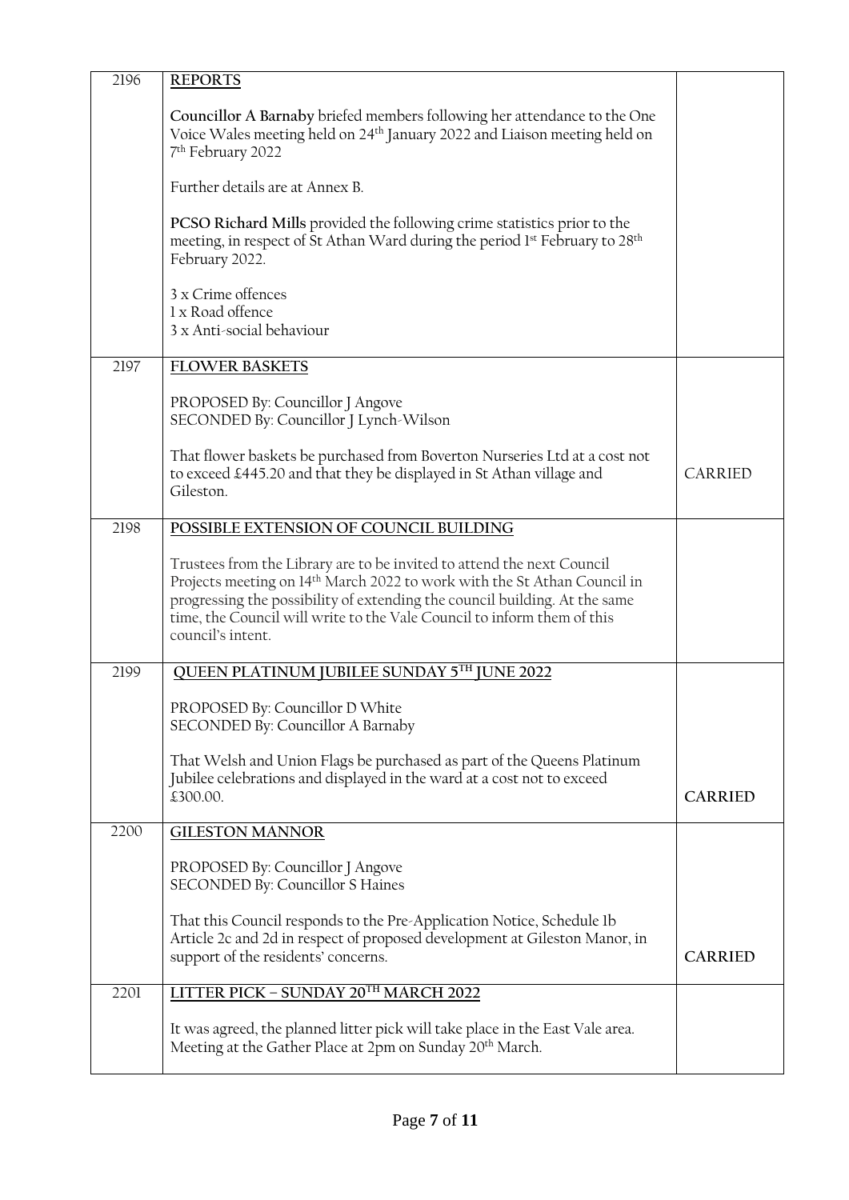| | | |
|---|---|---|
| 2196 | **REPORTS**<br><br>**Councillor A Barnaby** briefed members following her attendance to the One Voice Wales meeting held on 24th January 2022 and Liaison meeting held on 7th February 2022<br><br>Further details are at Annex B.<br><br>**PCSO Richard Mills** provided the following crime statistics prior to the meeting, in respect of St Athan Ward during the period 1st February to 28th February 2022.<br><br>3 x Crime offences<br>1 x Road offence<br>3 x Anti-social behaviour | |
| 2197 | **FLOWER BASKETS**<br><br>PROPOSED By: Councillor J Angove<br>SECONDED By: Councillor J Lynch-Wilson<br><br>That flower baskets be purchased from Boverton Nurseries Ltd at a cost not to exceed £445.20 and that they be displayed in St Athan village and Gileston. | CARRIED |
| 2198 | **POSSIBLE EXTENSION OF COUNCIL BUILDING**<br><br>Trustees from the Library are to be invited to attend the next Council Projects meeting on 14th March 2022 to work with the St Athan Council in progressing the possibility of extending the council building. At the same time, the Council will write to the Vale Council to inform them of this council's intent. | |
| 2199 | **QUEEN PLATINUM JUBILEE SUNDAY 5TH JUNE 2022**<br><br>PROPOSED By: Councillor D White<br>SECONDED By: Councillor A Barnaby<br><br>That Welsh and Union Flags be purchased as part of the Queens Platinum Jubilee celebrations and displayed in the ward at a cost not to exceed £300.00. | **CARRIED** |
| 2200 | **GILESTON MANNOR**<br><br>PROPOSED By: Councillor J Angove<br>SECONDED By: Councillor S Haines<br><br>That this Council responds to the Pre-Application Notice, Schedule 1b Article 2c and 2d in respect of proposed development at Gileston Manor, in support of the residents' concerns. | **CARRIED** |
| 2201 | **LITTER PICK – SUNDAY 20TH MARCH 2022**<br><br>It was agreed, the planned litter pick will take place in the East Vale area. Meeting at the Gather Place at 2pm on Sunday 20th March. | |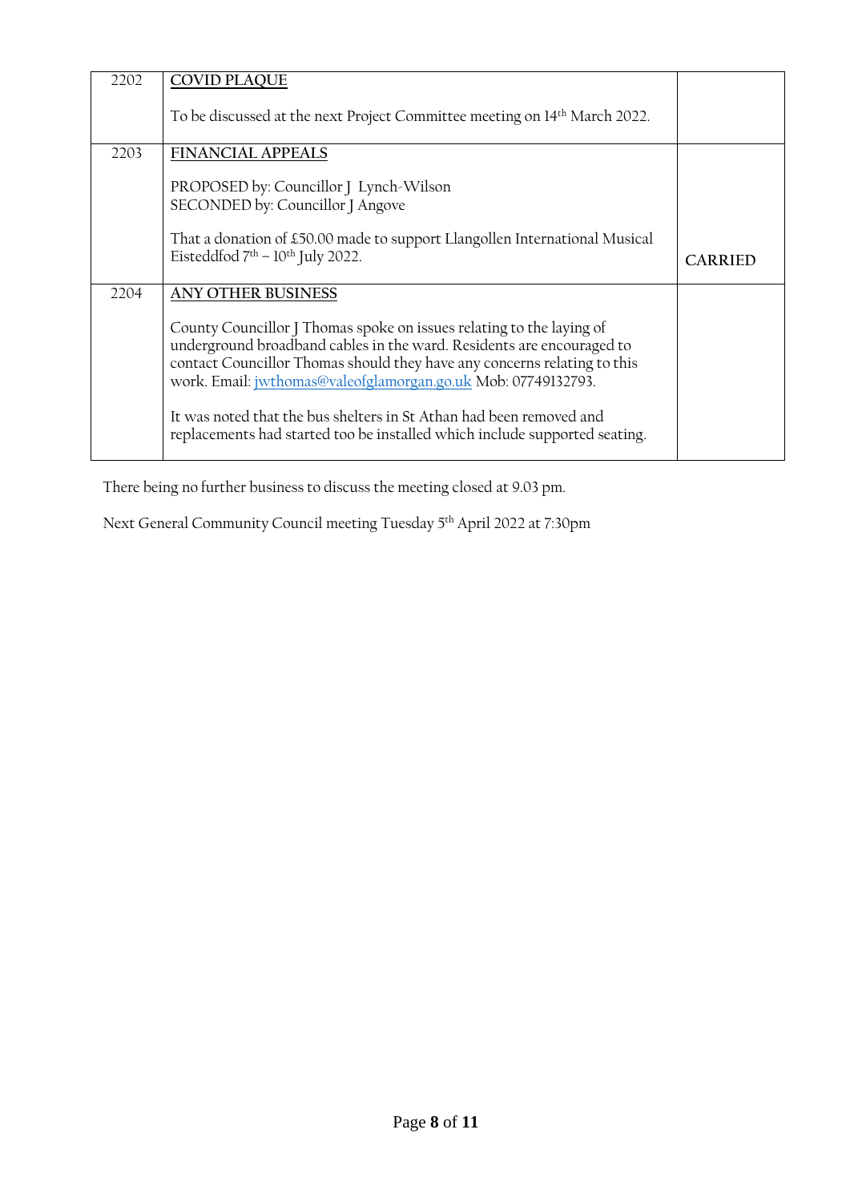| | | |
|---|---|---|
| 2202 | **COVID PLAQUE**<br><br>To be discussed at the next Project Committee meeting on 14th March 2022. | |
| 2203 | **FINANCIAL APPEALS**<br><br>PROPOSED by: Councillor J Lynch-Wilson<br>SECONDED by: Councillor J Angove<br><br>That a donation of £50.00 made to support Llangollen International Musical Eisteddfod 7th – 10th July 2022. | CARRIED |
| 2204 | **ANY OTHER BUSINESS**<br><br>County Councillor J Thomas spoke on issues relating to the laying of underground broadband cables in the ward. Residents are encouraged to contact Councillor Thomas should they have any concerns relating to this work. Email: jwthomas@valeofglamorgan.go.uk Mob: 07749132793.<br><br>It was noted that the bus shelters in St Athan had been removed and replacements had started too be installed which include supported seating. | |

There being no further business to discuss the meeting closed at 9.03 pm.

Next General Community Council meeting Tuesday 5th April 2022 at 7:30pm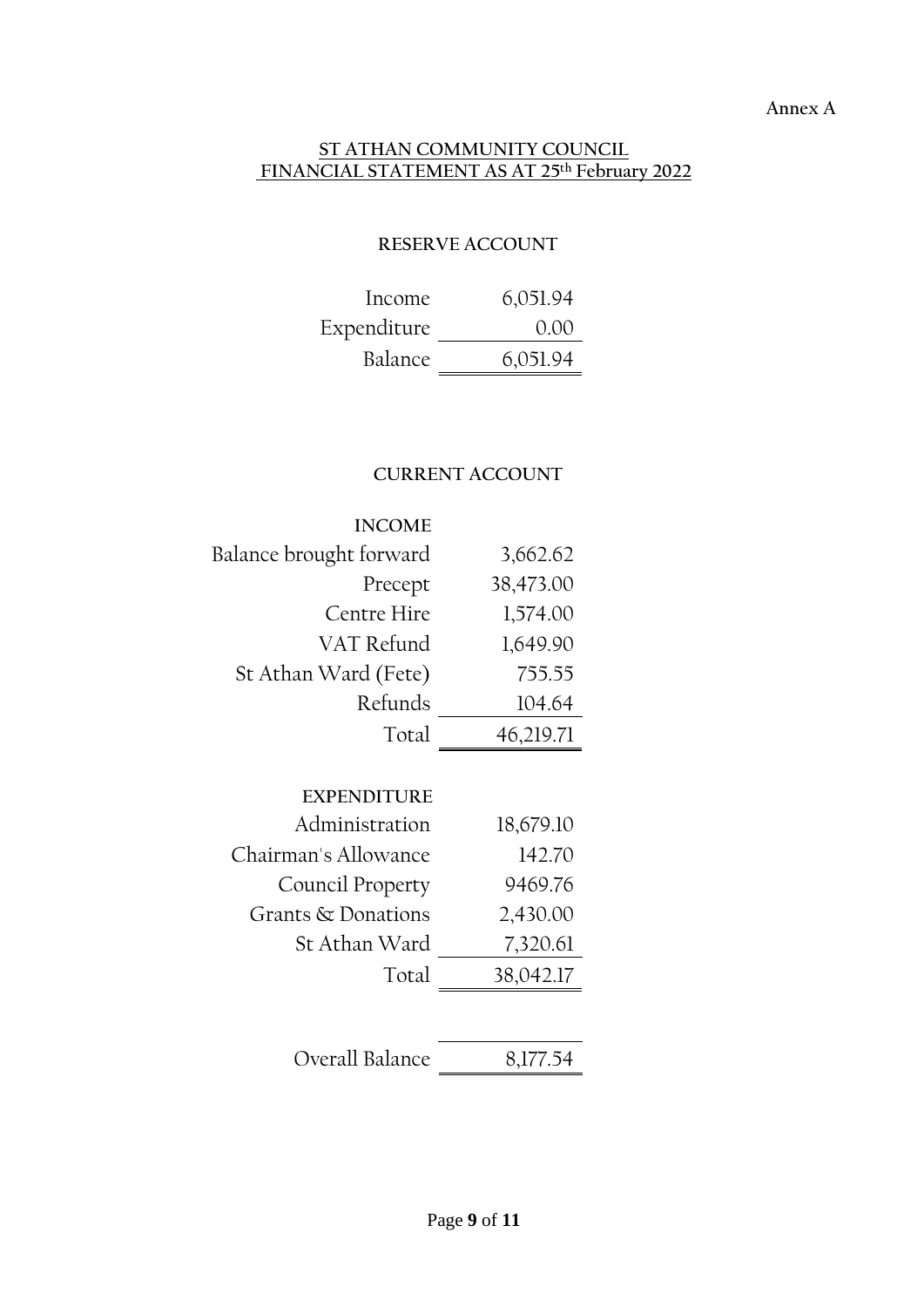Annex A

**ST ATHAN COMMUNITY COUNCIL**
**FINANCIAL STATEMENT AS AT 25th February 2022**

**RESERVE ACCOUNT**

| | |
|---|---|
| Income | 6,051.94 |
| Expenditure | 0.00 |
| Balance | 6,051.94 |

**CURRENT ACCOUNT**

| **INCOME** | |
|---|---|
| Balance brought forward | 3,662.62 |
| Precept | 38,473.00 |
| Centre Hire | 1,574.00 |
| VAT Refund | 1,649.90 |
| St Athan Ward (Fete) | 755.55 |
| Refunds | 104.64 |
| Total | 46,219.71 |

| **EXPENDITURE** | |
|---|---|
| Administration | 18,679.10 |
| Chairman's Allowance | 142.70 |
| Council Property | 9469.76 |
| Grants & Donations | 2,430.00 |
| St Athan Ward | 7,320.61 |
| Total | 38,042.17 |

| | |
|---|---|
| Overall Balance | 8,177.54 |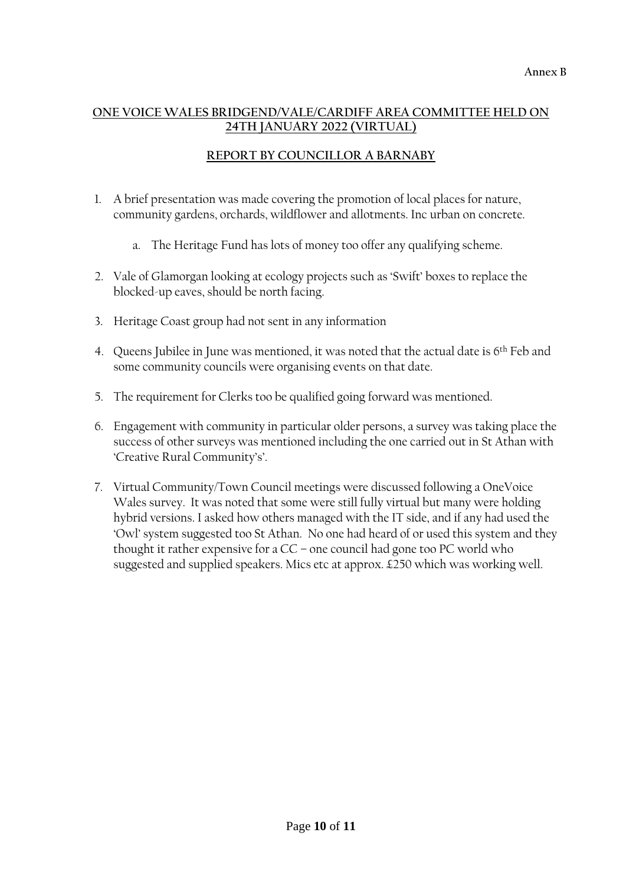**Annex B**

**ONE VOICE WALES BRIDGEND/VALE/CARDIFF AREA COMMITTEE HELD ON 24TH JANUARY 2022 (VIRTUAL)**

**REPORT BY COUNCILLOR A BARNABY**

1. A brief presentation was made covering the promotion of local places for nature, community gardens, orchards, wildflower and allotments. Inc urban on concrete.
    a. The Heritage Fund has lots of money too offer any qualifying scheme.
2. Vale of Glamorgan looking at ecology projects such as 'Swift' boxes to replace the blocked-up eaves, should be north facing.
3. Heritage Coast group had not sent in any information
4. Queens Jubilee in June was mentioned, it was noted that the actual date is 6th Feb and some community councils were organising events on that date.
5. The requirement for Clerks too be qualified going forward was mentioned.
6. Engagement with community in particular older persons, a survey was taking place the success of other surveys was mentioned including the one carried out in St Athan with 'Creative Rural Community's'.
7. Virtual Community/Town Council meetings were discussed following a OneVoice Wales survey. It was noted that some were still fully virtual but many were holding hybrid versions. I asked how others managed with the IT side, and if any had used the 'Owl' system suggested too St Athan. No one had heard of or used this system and they thought it rather expensive for a CC – one council had gone too PC world who suggested and supplied speakers. Mics etc at approx. £250 which was working well.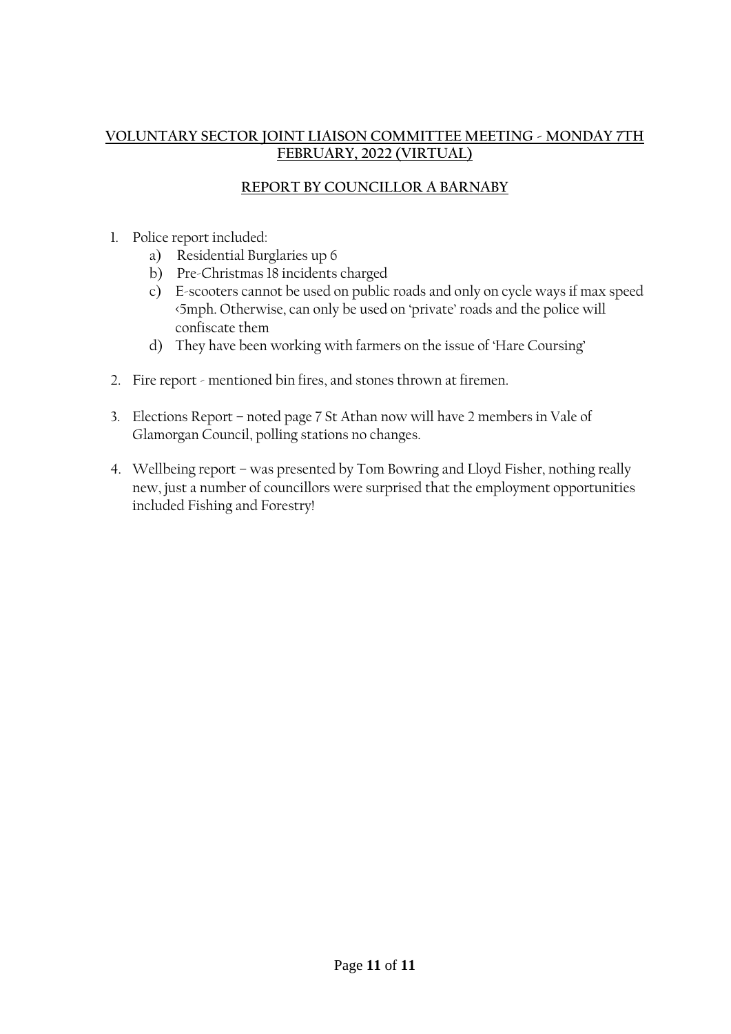**VOLUNTARY SECTOR JOINT LIAISON COMMITTEE MEETING - MONDAY 7TH FEBRUARY, 2022 (VIRTUAL)**

**REPORT BY COUNCILLOR A BARNABY**

1. Police report included:
   a) Residential Burglaries up 6
   b) Pre-Christmas 18 incidents charged
   c) E-scooters cannot be used on public roads and only on cycle ways if max speed <5mph. Otherwise, can only be used on 'private' roads and the police will confiscate them
   d) They have been working with farmers on the issue of 'Hare Coursing'

2. Fire report - mentioned bin fires, and stones thrown at firemen.

3. Elections Report – noted page 7 St Athan now will have 2 members in Vale of Glamorgan Council, polling stations no changes.

4. Wellbeing report – was presented by Tom Bowring and Lloyd Fisher, nothing really new, just a number of councillors were surprised that the employment opportunities included Fishing and Forestry!